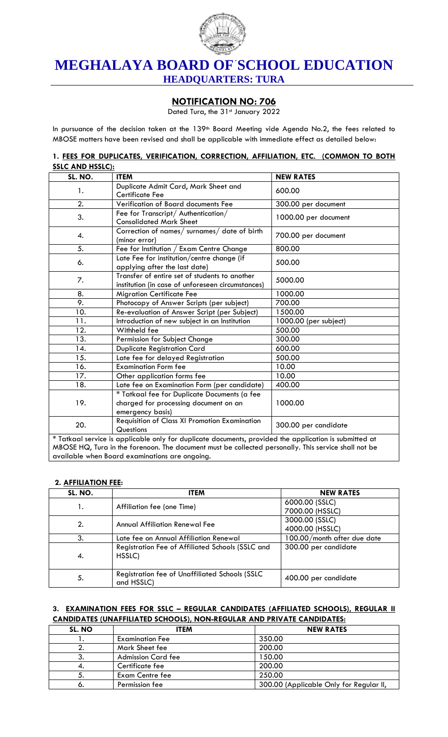# MEGHALAYA BOARD OF SCHOOL EDUCATION

## HEADQUARTERS: TURA

### NOTIFICATION NO: 706

Dated Tura, the 31st January 2022

In pursuance of the decision taken at the 139th Board Meeting vide Agenda No.2, the fees related to MBOSE matters have been revised and shall be applicable with immediate effect as detailed below:

#### 1. FEES FOR DUPLICATES, VERIFICATION, CORRECTION, AFFILIATION, ETC. (COMMON TO BOTH SSLC AND HSSLC):

| SL. NO. | ITEM | NEW RATES |
|---|---|---|
| 1. | Duplicate Admit Card, Mark Sheet and Certificate Fee | 600.00 |
| 2. | Verification of Board documents Fee | 300.00 per document |
| 3. | Fee for Transcript/ Authentication/ Consolidated Mark Sheet | 1000.00 per document |
| 4. | Correction of names/ surnames/ date of birth (minor error) | 700.00 per document |
| 5. | Fee for Institution / Exam Centre Change | 800.00 |
| 6. | Late Fee for institution/centre change (if applying after the last date) | 500.00 |
| 7. | Transfer of entire set of students to another institution (in case of unforeseen circumstances) | 5000.00 |
| 8. | Migration Certificate Fee | 1000.00 |
| 9. | Photocopy of Answer Scripts (per subject) | 700.00 |
| 10. | Re-evaluation of Answer Script (per Subject) | 1500.00 |
| 11. | Introduction of new subject in an Institution | 1000.00 (per subject) |
| 12. | Withheld fee | 500.00 |
| 13. | Permission for Subject Change | 300.00 |
| 14. | Duplicate Registration Card | 600.00 |
| 15. | Late fee for delayed Registration | 500.00 |
| 16. | Examination Form fee | 10.00 |
| 17. | Other application forms fee | 10.00 |
| 18. | Late fee on Examination Form (per candidate) | 400.00 |
| 19. | * Tatkaal fee for Duplicate Documents (a fee charged for processing document on an emergency basis) | 1000.00 |
| 20. | Requisition of Class XI Promotion Examination Questions | 300.00 per candidate |

* Tatkaal service is applicable only for duplicate documents, provided the application is submitted at MBOSE HQ, Tura in the forenoon. The document must be collected personally. This service shall not be available when Board examinations are ongoing.

#### 2. AFFILIATION FEE:

| SL. NO. | ITEM | NEW RATES |
|---|---|---|
| 1. | Affiliation fee (one Time) | 6000.00 (SSLC)<br>7000.00 (HSSLC) |
| 2. | Annual Affiliation Renewal Fee | 3000.00 (SSLC)<br>4000.00 (HSSLC) |
| 3. | Late fee on Annual Affiliation Renewal | 100.00/month after due date |
| 4. | Registration Fee of Affiliated Schools (SSLC and HSSLC) | 300.00 per candidate |
| 5. | Registration fee of Unaffiliated Schools (SSLC and HSSLC) | 400.00 per candidate |

#### 3. EXAMINATION FEES FOR SSLC – REGULAR CANDIDATES (AFFILIATED SCHOOLS), REGULAR II CANDIDATES (UNAFFILIATED SCHOOLS), NON-REGULAR AND PRIVATE CANDIDATES:

| SL. NO | ITEM | NEW RATES |
|---|---|---|
| 1. | Examination Fee | 350.00 |
| 2. | Mark Sheet fee | 200.00 |
| 3. | Admission Card fee | 150.00 |
| 4. | Certificate fee | 200.00 |
| 5. | Exam Centre fee | 250.00 |
| 6. | Permission fee | 300.00 (Applicable Only for Regular II, |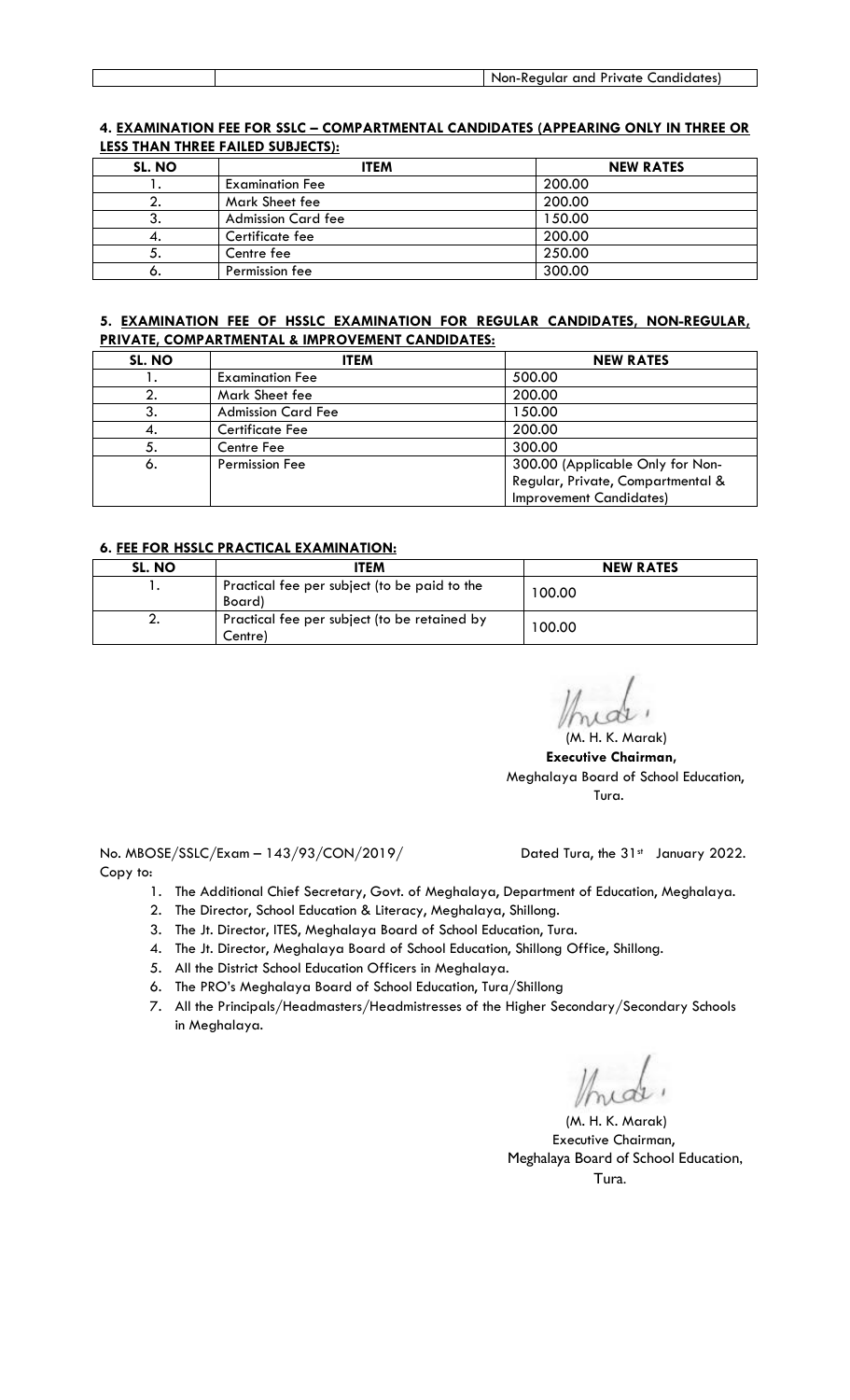| | | Non-Regular and Private Candidates) |
|---|---|---|

**4. EXAMINATION FEE FOR SSLC – COMPARTMENTAL CANDIDATES (APPEARING ONLY IN THREE OR LESS THAN THREE FAILED SUBJECTS):**

| SL. NO | ITEM | NEW RATES |
|---|---|---|
| 1. | Examination Fee | 200.00 |
| 2. | Mark Sheet fee | 200.00 |
| 3. | Admission Card fee | 150.00 |
| 4. | Certificate fee | 200.00 |
| 5. | Centre fee | 250.00 |
| 6. | Permission fee | 300.00 |

**5. EXAMINATION FEE OF HSSLC EXAMINATION FOR REGULAR CANDIDATES, NON-REGULAR, PRIVATE, COMPARTMENTAL & IMPROVEMENT CANDIDATES:**

| SL. NO | ITEM | NEW RATES |
|---|---|---|
| 1. | Examination Fee | 500.00 |
| 2. | Mark Sheet fee | 200.00 |
| 3. | Admission Card Fee | 150.00 |
| 4. | Certificate Fee | 200.00 |
| 5. | Centre Fee | 300.00 |
| 6. | Permission Fee | 300.00 (Applicable Only for Non-Regular, Private, Compartmental & Improvement Candidates) |

**6. FEE FOR HSSLC PRACTICAL EXAMINATION:**

| SL. NO | ITEM | NEW RATES |
|---|---|---|
| 1. | Practical fee per subject (to be paid to the Board) | 100.00 |
| 2. | Practical fee per subject (to be retained by Centre) | 100.00 |

(M. H. K. Marak)
**Executive Chairman,**
Meghalaya Board of School Education,
Tura.

No. MBOSE/SSLC/Exam – 143/93/CON/2019/ Dated Tura, the 31st January 2022.

Copy to:

1. The Additional Chief Secretary, Govt. of Meghalaya, Department of Education, Meghalaya.
2. The Director, School Education & Literacy, Meghalaya, Shillong.
3. The Jt. Director, ITES, Meghalaya Board of School Education, Tura.
4. The Jt. Director, Meghalaya Board of School Education, Shillong Office, Shillong.
5. All the District School Education Officers in Meghalaya.
6. The PRO's Meghalaya Board of School Education, Tura/Shillong
7. All the Principals/Headmasters/Headmistresses of the Higher Secondary/Secondary Schools in Meghalaya.

(M. H. K. Marak)
Executive Chairman,
Meghalaya Board of School Education,
Tura.